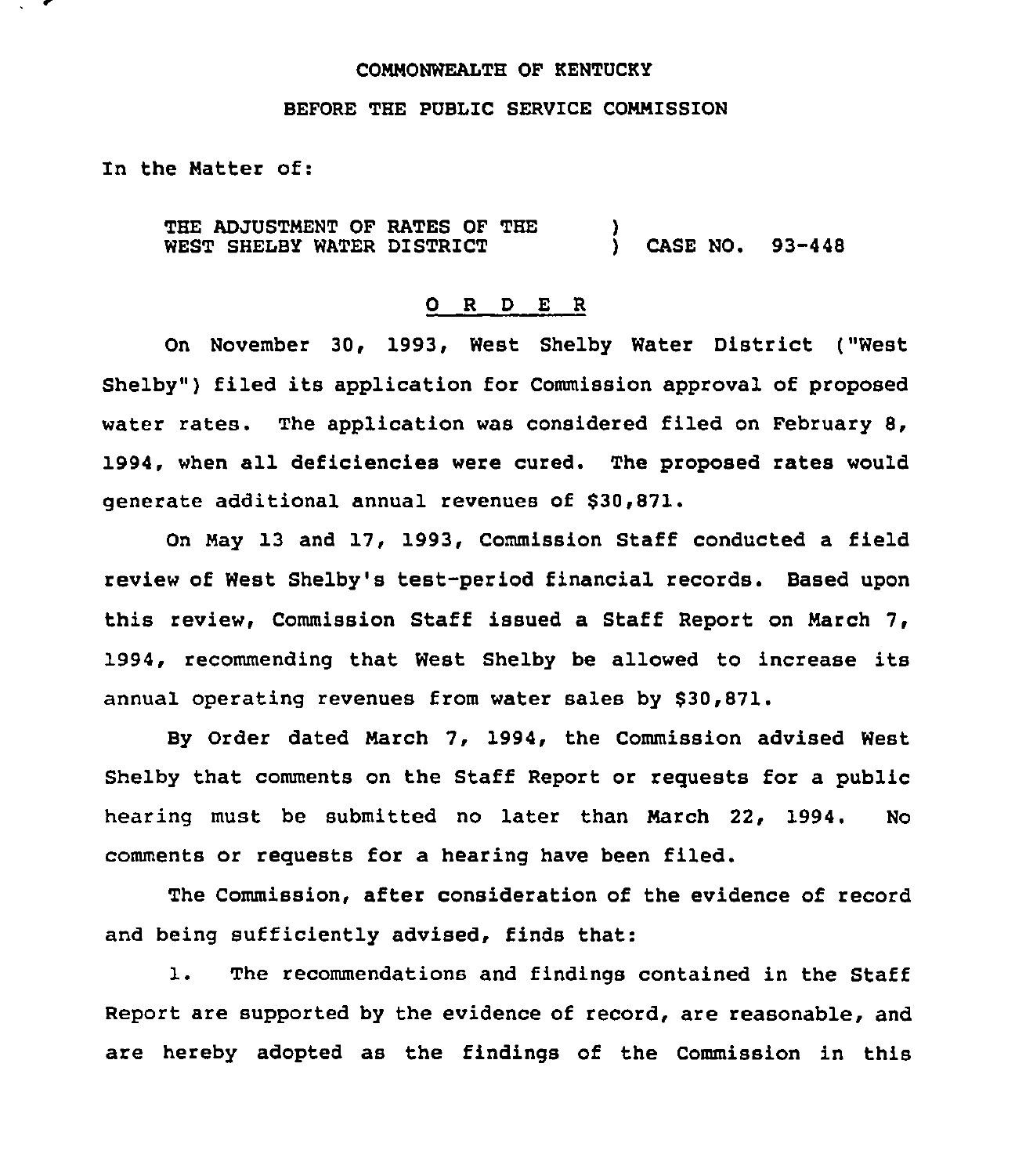COMMONWEALTH OF KENTUCKY

BEFORE THE PUBLIC SERVICE COMMISSION

In the Matter of:

THE ADJUSTMENT OF RATES OF THE WEST SHELBY WATER DISTRICT ) CASE NO. 93-448

## O R D E R

On November 30, 1993, West Shelby Water District ("West Shelby") filed its application for Commission approval of proposed water rates. The application was considered filed on February 8, 1994, when all deficiencies were cured. The proposed rates would generate additional annual revenues of $30,871.

On May 13 and 17, 1993, Commission Staff conducted a field review of West Shelby's test-period financial records. Based upon this review, Commission Staff issued a Staff Report on March 7, 1994, recommending that West Shelby be allowed to increase its annual operating revenues from water sales by $30,871.

By Order dated March 7, 1994, the Commission advised West Shelby that comments on the Staff Report or requests for a public hearing must be submitted no later than March 22, 1994. No comments or requests for a hearing have been filed.

The Commission, after consideration of the evidence of record and being sufficiently advised, finds that:

1. The recommendations and findings contained in the Staff Report are supported by the evidence of record, are reasonable, and are hereby adopted as the findings of the Commission in this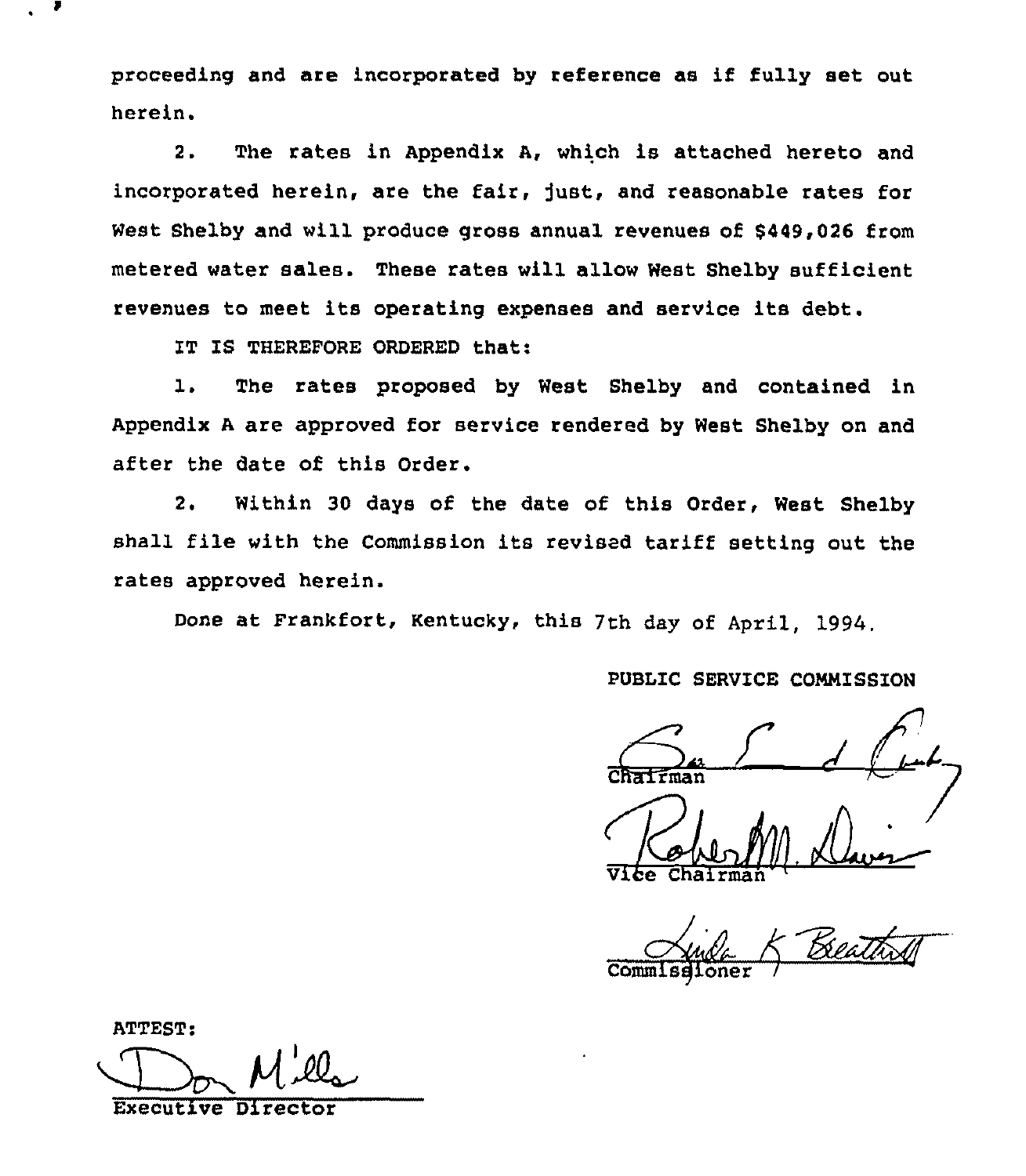proceeding and are incorporated by reference as if fully set out herein.

2. The rates in Appendix A, which is attached hereto and incorporated herein, are the fair, just, and reasonable rates for West Shelby and will produce gross annual revenues of $449,026 from metered water sales. These rates will allow West Shelby sufficient revenues to meet its operating expenses and service its debt.

IT IS THEREFORE ORDERED that:

1. The rates proposed by West Shelby and contained in Appendix A are approved for service rendered by West Shelby on and after the date of this Order.

2. Within 30 days of the date of this Order, West Shelby shall file with the Commission its revised tariff setting out the rates approved herein.

Done at Frankfort, Kentucky, this 7th day of April, 1994.

PUBLIC SERVICE COMMISSION

Chairman

Vice Chairman

Commissioner

ATTEST:

Executive Director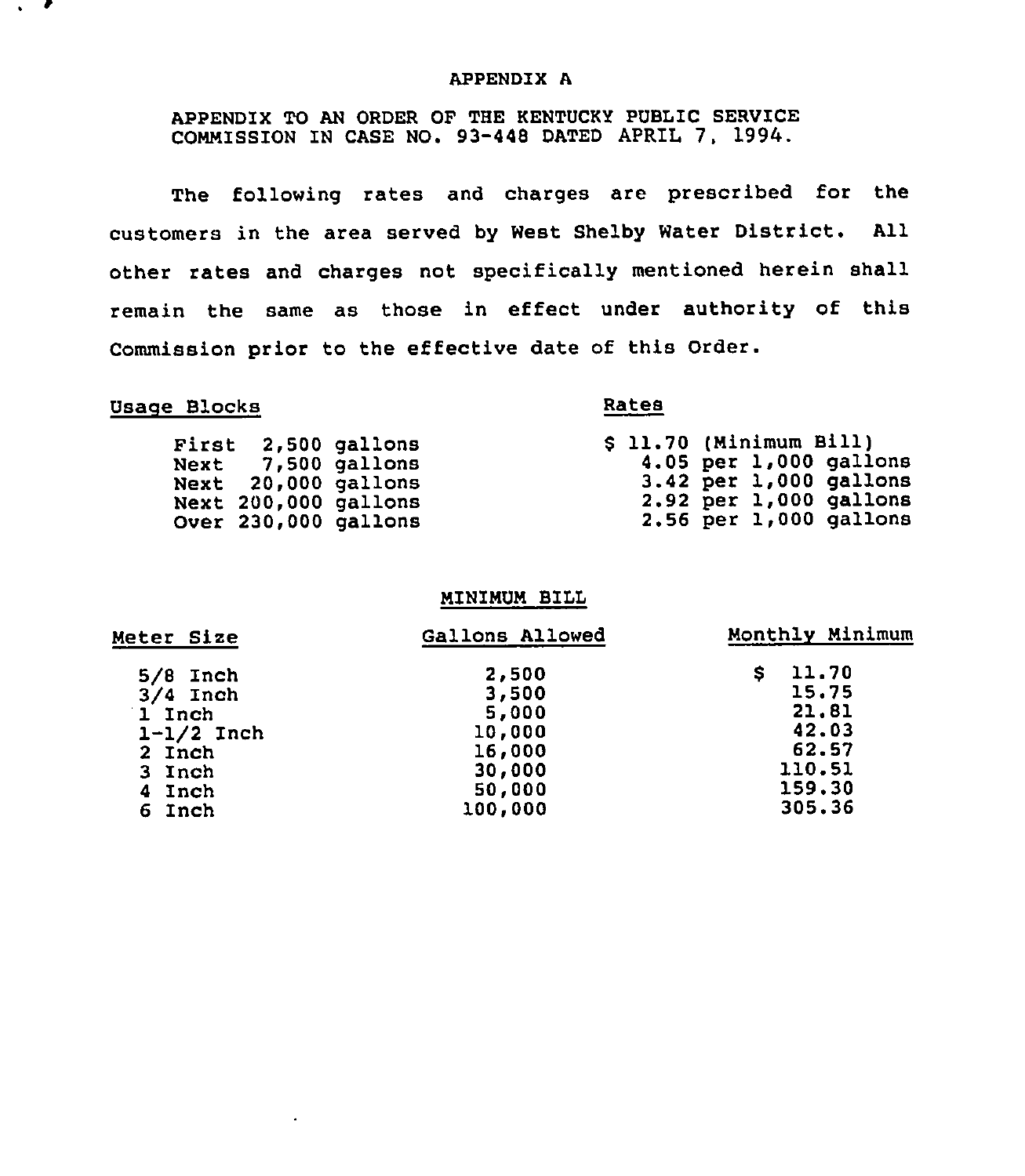# APPENDIX A

APPENDIX TO AN ORDER OF THE KENTUCKY PUBLIC SERVICE COMMISSION IN CASE NO. 93-448 DATED APRIL 7, 1994.

The following rates and charges are prescribed for the customers in the area served by West Shelby Water District. All other rates and charges not specifically mentioned herein shall remain the same as those in effect under authority of this Commission prior to the effective date of this Order.

| Usage Blocks | Rates |
|---|---|
| First 2,500 gallons | $ 11.70 (Minimum Bill) |
| Next 7,500 gallons | 4.05 per 1,000 gallons |
| Next 20,000 gallons | 3.42 per 1,000 gallons |
| Next 200,000 gallons | 2.92 per 1,000 gallons |
| Over 230,000 gallons | 2.56 per 1,000 gallons |

## MINIMUM BILL

| Meter Size | Gallons Allowed | Monthly Minimum |
|---|---|---|
| 5/8 Inch | 2,500 | $ 11.70 |
| 3/4 Inch | 3,500 | 15.75 |
| 1 Inch | 5,000 | 21.81 |
| 1-1/2 Inch | 10,000 | 42.03 |
| 2 Inch | 16,000 | 62.57 |
| 3 Inch | 30,000 | 110.51 |
| 4 Inch | 50,000 | 159.30 |
| 6 Inch | 100,000 | 305.36 |